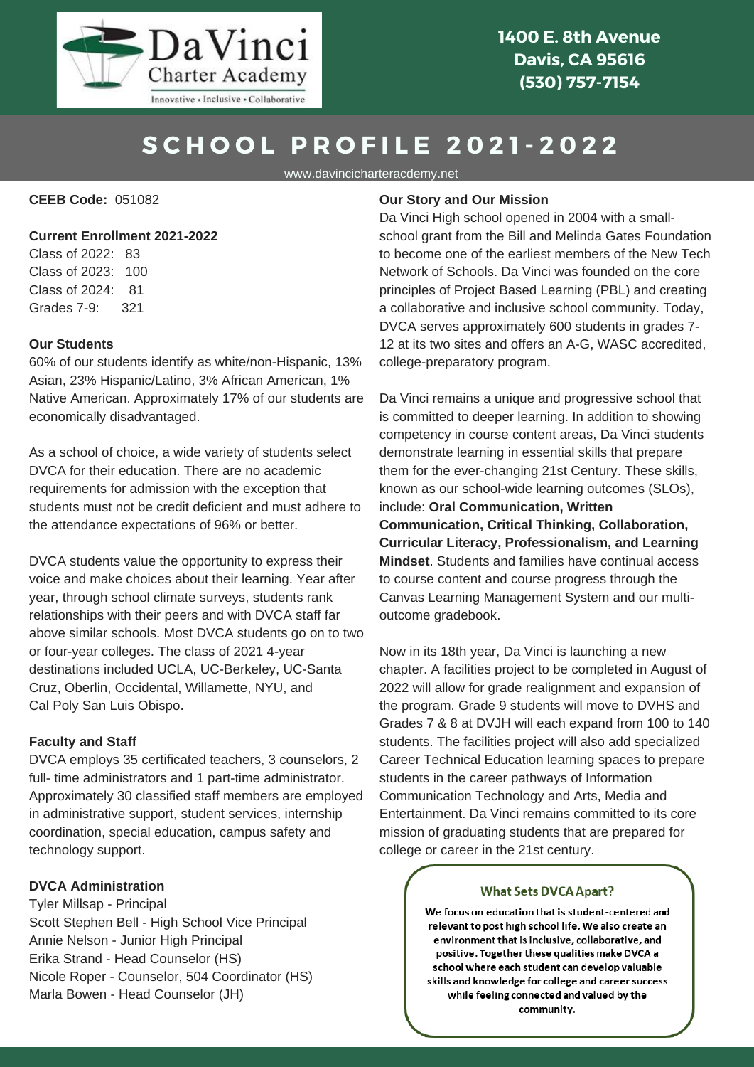DaVinci Charter Academy

Innovative • Inclusive • Collaborative

1400 E. 8th Avenue
Davis, CA 95616
(530) 757-7154

# SCHOOL PROFILE 2021-2022

www.davincicharteracdemy.net

**CEEB Code:** 051082

**Current Enrollment 2021-2022**

Class of 2022: 83
Class of 2023: 100
Class of 2024: 81
Grades 7-9: 321

**Our Students**

60% of our students identify as white/non-Hispanic, 13% Asian, 23% Hispanic/Latino, 3% African American, 1% Native American. Approximately 17% of our students are economically disadvantaged.

As a school of choice, a wide variety of students select DVCA for their education. There are no academic requirements for admission with the exception that students must not be credit deficient and must adhere to the attendance expectations of 96% or better.

DVCA students value the opportunity to express their voice and make choices about their learning. Year after year, through school climate surveys, students rank relationships with their peers and with DVCA staff far above similar schools. Most DVCA students go on to two or four-year colleges. The class of 2021 4-year destinations included UCLA, UC-Berkeley, UC-Santa Cruz, Oberlin, Occidental, Willamette, NYU, and Cal Poly San Luis Obispo.

**Faculty and Staff**

DVCA employs 35 certificated teachers, 3 counselors, 2 full- time administrators and 1 part-time administrator. Approximately 30 classified staff members are employed in administrative support, student services, internship coordination, special education, campus safety and technology support.

**DVCA Administration**

Tyler Millsap - Principal
Scott Stephen Bell - High School Vice Principal
Annie Nelson - Junior High Principal
Erika Strand - Head Counselor (HS)
Nicole Roper - Counselor, 504 Coordinator (HS)
Marla Bowen - Head Counselor (JH)

**Our Story and Our Mission**

Da Vinci High school opened in 2004 with a small-school grant from the Bill and Melinda Gates Foundation to become one of the earliest members of the New Tech Network of Schools. Da Vinci was founded on the core principles of Project Based Learning (PBL) and creating a collaborative and inclusive school community. Today, DVCA serves approximately 600 students in grades 7-12 at its two sites and offers an A-G, WASC accredited, college-preparatory program.

Da Vinci remains a unique and progressive school that is committed to deeper learning. In addition to showing competency in course content areas, Da Vinci students demonstrate learning in essential skills that prepare them for the ever-changing 21st Century. These skills, known as our school-wide learning outcomes (SLOs), include: **Oral Communication, Written Communication, Critical Thinking, Collaboration, Curricular Literacy, Professionalism, and Learning Mindset**. Students and families have continual access to course content and course progress through the Canvas Learning Management System and our multi-outcome gradebook.

Now in its 18th year, Da Vinci is launching a new chapter. A facilities project to be completed in August of 2022 will allow for grade realignment and expansion of the program. Grade 9 students will move to DVHS and Grades 7 & 8 at DVJH will each expand from 100 to 140 students. The facilities project will also add specialized Career Technical Education learning spaces to prepare students in the career pathways of Information Communication Technology and Arts, Media and Entertainment. Da Vinci remains committed to its core mission of graduating students that are prepared for college or career in the 21st century.

**What Sets DVCA Apart?**

We focus on education that is student-centered and relevant to post high school life. We also create an environment that is inclusive, collaborative, and positive. Together these qualities make DVCA a school where each student can develop valuable skills and knowledge for college and career success while feeling connected and valued by the community.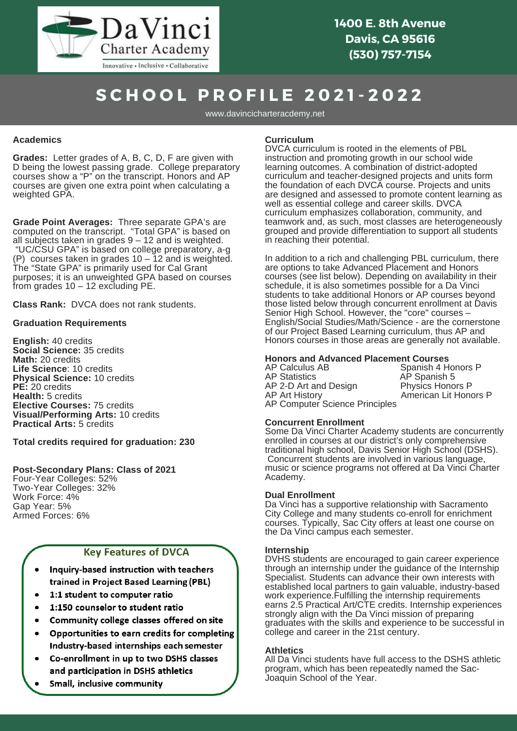DaVinci Charter Academy
Innovative • Inclusive • Collaborative

1400 E. 8th Avenue
Davis, CA 95616
(530) 757-7154

# SCHOOL PROFILE 2021-2022

www.davinciharteracdemy.net

## Academics

**Grades:** Letter grades of A, B, C, D, F are given with D being the lowest passing grade. College preparatory courses show a "P" on the transcript. Honors and AP courses are given one extra point when calculating a weighted GPA.

**Grade Point Averages:** Three separate GPA's are computed on the transcript. "Total GPA" is based on all subjects taken in grades 9 – 12 and is weighted. "UC/CSU GPA" is based on college preparatory, a-g (P) courses taken in grades 10 – 12 and is weighted. The "State GPA" is primarily used for Cal Grant purposes; it is an unweighted GPA based on courses from grades 10 – 12 excluding PE.

**Class Rank:** DVCA does not rank students.

### Graduation Requirements

**English:** 40 credits
**Social Science:** 35 credits
**Math:** 20 credits
**Life Science**: 10 credits
**Physical Science:** 10 credits
**PE:** 20 credits
**Health:** 5 credits
**Elective Courses:** 75 credits
**Visual/Performing Arts:** 10 credits
**Practical Arts:** 5 credits

**Total credits required for graduation: 230**

### Post-Secondary Plans: Class of 2021

Four-Year Colleges: 52%
Two-Year Colleges: 32%
Work Force: 4%
Gap Year: 5%
Armed Forces: 6%

### Key Features of DVCA

- Inquiry-based instruction with teachers trained in Project Based Learning (PBL)
- 1:1 student to computer ratio
- 1:150 counselor to student ratio
- Community college classes offered on site
- Opportunities to earn credits for completing Industry-based internships each semester
- Co-enrollment in up to two DSHS classes and participation in DSHS athletics
- Small, inclusive community

### Curriculum

DVCA curriculum is rooted in the elements of PBL instruction and promoting growth in our school wide learning outcomes. A combination of district-adopted curriculum and teacher-designed projects and units form the foundation of each DVCA course. Projects and units are designed and assessed to promote content learning as well as essential college and career skills. DVCA curriculum emphasizes collaboration, community, and teamwork and, as such, most classes are heterogeneously grouped and provide differentiation to support all students in reaching their potential.

In addition to a rich and challenging PBL curriculum, there are options to take Advanced Placement and Honors courses (see list below). Depending on availability in their schedule, it is also sometimes possible for a Da Vinci students to take additional Honors or AP courses beyond those listed below through concurrent enrollment at Davis Senior High School. However, the "core" courses – English/Social Studies/Math/Science - are the cornerstone of our Project Based Learning curriculum, thus AP and Honors courses in those areas are generally not available.

### Honors and Advanced Placement Courses

| | |
|---|---|
| AP Calculus AB | Spanish 4 Honors P |
| AP Statistics | AP Spanish 5 |
| AP 2-D Art and Design | Physics Honors P |
| AP Art History | American Lit Honors P |
| AP Computer Science Principles | |

### Concurrent Enrollment

Some Da Vinci Charter Academy students are concurrently enrolled in courses at our district's only comprehensive traditional high school, Davis Senior High School (DSHS). Concurrent students are involved in various language, music or science programs not offered at Da Vinci Charter Academy.

### Dual Enrollment

Da Vinci has a supportive relationship with Sacramento City College and many students co-enroll for enrichment courses. Typically, Sac City offers at least one course on the Da Vinci campus each semester.

### Internship

DVHS students are encouraged to gain career experience through an internship under the guidance of the Internship Specialist. Students can advance their own interests with established local partners to gain valuable, industry-based work experience.Fulfilling the internship requirements earns 2.5 Practical Art/CTE credits. Internship experiences strongly align with the Da Vinci mission of preparing graduates with the skills and experience to be successful in college and career in the 21st century.

### Athletics

All Da Vinci students have full access to the DSHS athletic program, which has been repeatedly named the Sac-Joaquin School of the Year.